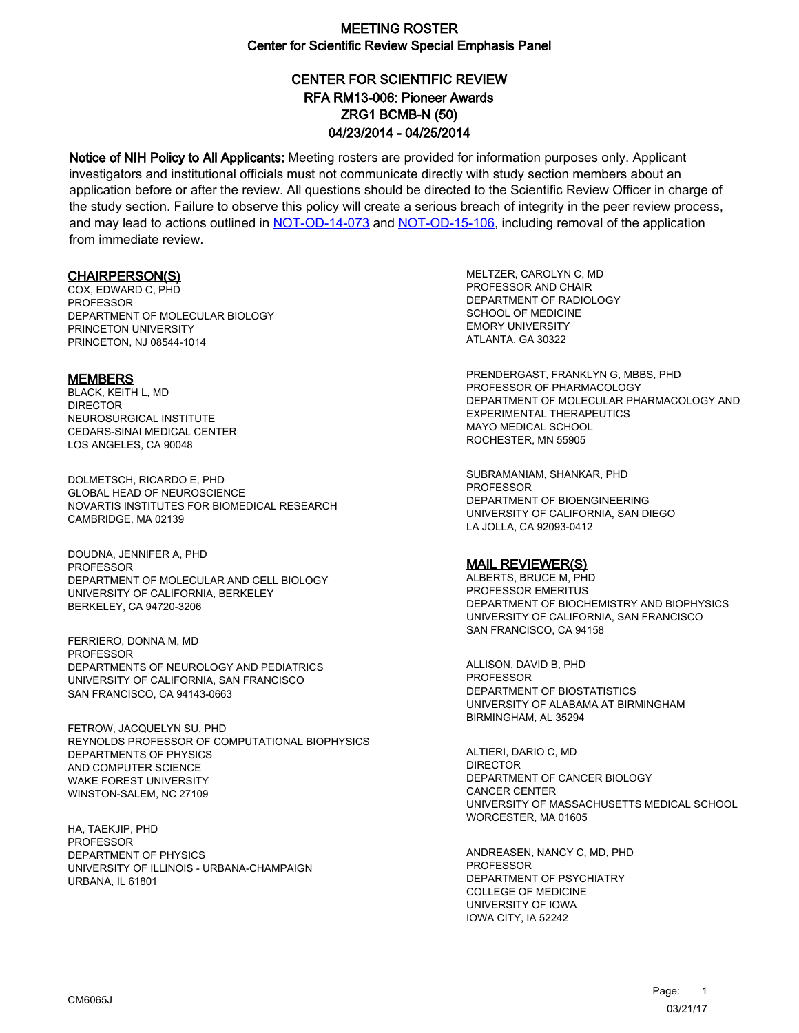# MEETING ROSTER
## Center for Scientific Review Special Emphasis Panel

## CENTER FOR SCIENTIFIC REVIEW
## RFA RM13-006: Pioneer Awards
## ZRG1 BCMB-N (50)
## 04/23/2014 - 04/25/2014

**Notice of NIH Policy to All Applicants:** Meeting rosters are provided for information purposes only. Applicant investigators and institutional officials must not communicate directly with study section members about an application before or after the review. All questions should be directed to the Scientific Review Officer in charge of the study section. Failure to observe this policy will create a serious breach of integrity in the peer review process, and may lead to actions outlined in NOT-OD-14-073 and NOT-OD-15-106, including removal of the application from immediate review.

### CHAIRPERSON(S)

COX, EDWARD C, PHD
PROFESSOR
DEPARTMENT OF MOLECULAR BIOLOGY
PRINCETON UNIVERSITY
PRINCETON, NJ 08544-1014

### MEMBERS

BLACK, KEITH L, MD
DIRECTOR
NEUROSURGICAL INSTITUTE
CEDARS-SINAI MEDICAL CENTER
LOS ANGELES, CA 90048

DOLMETSCH, RICARDO E, PHD
GLOBAL HEAD OF NEUROSCIENCE
NOVARTIS INSTITUTES FOR BIOMEDICAL RESEARCH
CAMBRIDGE, MA 02139

DOUDNA, JENNIFER A, PHD
PROFESSOR
DEPARTMENT OF MOLECULAR AND CELL BIOLOGY
UNIVERSITY OF CALIFORNIA, BERKELEY
BERKELEY, CA 94720-3206

FERRIERO, DONNA M, MD
PROFESSOR
DEPARTMENTS OF NEUROLOGY AND PEDIATRICS
UNIVERSITY OF CALIFORNIA, SAN FRANCISCO
SAN FRANCISCO, CA 94143-0663

FETROW, JACQUELYN SU, PHD
REYNOLDS PROFESSOR OF COMPUTATIONAL BIOPHYSICS
DEPARTMENTS OF PHYSICS
AND COMPUTER SCIENCE
WAKE FOREST UNIVERSITY
WINSTON-SALEM, NC 27109

HA, TAEKJIP, PHD
PROFESSOR
DEPARTMENT OF PHYSICS
UNIVERSITY OF ILLINOIS - URBANA-CHAMPAIGN
URBANA, IL 61801

MELTZER, CAROLYN C, MD
PROFESSOR AND CHAIR
DEPARTMENT OF RADIOLOGY
SCHOOL OF MEDICINE
EMORY UNIVERSITY
ATLANTA, GA 30322

PRENDERGAST, FRANKLYN G, MBBS, PHD
PROFESSOR OF PHARMACOLOGY
DEPARTMENT OF MOLECULAR PHARMACOLOGY AND
EXPERIMENTAL THERAPEUTICS
MAYO MEDICAL SCHOOL
ROCHESTER, MN 55905

SUBRAMANIAM, SHANKAR, PHD
PROFESSOR
DEPARTMENT OF BIOENGINEERING
UNIVERSITY OF CALIFORNIA, SAN DIEGO
LA JOLLA, CA 92093-0412

### MAIL REVIEWER(S)

ALBERTS, BRUCE M, PHD
PROFESSOR EMERITUS
DEPARTMENT OF BIOCHEMISTRY AND BIOPHYSICS
UNIVERSITY OF CALIFORNIA, SAN FRANCISCO
SAN FRANCISCO, CA 94158

ALLISON, DAVID B, PHD
PROFESSOR
DEPARTMENT OF BIOSTATISTICS
UNIVERSITY OF ALABAMA AT BIRMINGHAM
BIRMINGHAM, AL 35294

ALTIERI, DARIO C, MD
DIRECTOR
DEPARTMENT OF CANCER BIOLOGY
CANCER CENTER
UNIVERSITY OF MASSACHUSETTS MEDICAL SCHOOL
WORCESTER, MA 01605

ANDREASEN, NANCY C, MD, PHD
PROFESSOR
DEPARTMENT OF PSYCHIATRY
COLLEGE OF MEDICINE
UNIVERSITY OF IOWA
IOWA CITY, IA 52242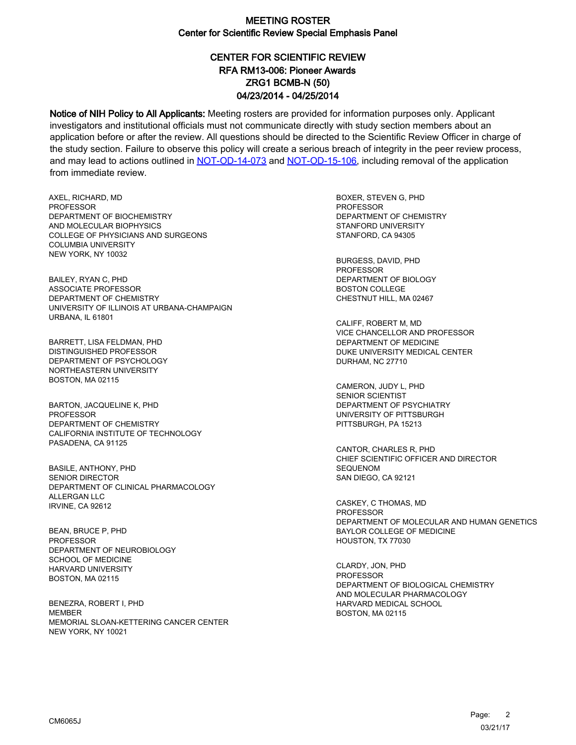# MEETING ROSTER
## Center for Scientific Review Special Emphasis Panel

## CENTER FOR SCIENTIFIC REVIEW
## RFA RM13-006: Pioneer Awards
## ZRG1 BCMB-N (50)
## 04/23/2014 - 04/25/2014

**Notice of NIH Policy to All Applicants:** Meeting rosters are provided for information purposes only. Applicant investigators and institutional officials must not communicate directly with study section members about an application before or after the review. All questions should be directed to the Scientific Review Officer in charge of the study section. Failure to observe this policy will create a serious breach of integrity in the peer review process, and may lead to actions outlined in NOT-OD-14-073 and NOT-OD-15-106, including removal of the application from immediate review.

AXEL, RICHARD, MD
PROFESSOR
DEPARTMENT OF BIOCHEMISTRY
AND MOLECULAR BIOPHYSICS
COLLEGE OF PHYSICIANS AND SURGEONS
COLUMBIA UNIVERSITY
NEW YORK, NY 10032

BAILEY, RYAN C, PHD
ASSOCIATE PROFESSOR
DEPARTMENT OF CHEMISTRY
UNIVERSITY OF ILLINOIS AT URBANA-CHAMPAIGN
URBANA, IL 61801

BARRETT, LISA FELDMAN, PHD
DISTINGUISHED PROFESSOR
DEPARTMENT OF PSYCHOLOGY
NORTHEASTERN UNIVERSITY
BOSTON, MA 02115

BARTON, JACQUELINE K, PHD
PROFESSOR
DEPARTMENT OF CHEMISTRY
CALIFORNIA INSTITUTE OF TECHNOLOGY
PASADENA, CA 91125

BASILE, ANTHONY, PHD
SENIOR DIRECTOR
DEPARTMENT OF CLINICAL PHARMACOLOGY
ALLERGAN LLC
IRVINE, CA 92612

BEAN, BRUCE P, PHD
PROFESSOR
DEPARTMENT OF NEUROBIOLOGY
SCHOOL OF MEDICINE
HARVARD UNIVERSITY
BOSTON, MA 02115

BENEZRA, ROBERT I, PHD
MEMBER
MEMORIAL SLOAN-KETTERING CANCER CENTER
NEW YORK, NY 10021

BOXER, STEVEN G, PHD
PROFESSOR
DEPARTMENT OF CHEMISTRY
STANFORD UNIVERSITY
STANFORD, CA 94305

BURGESS, DAVID, PHD
PROFESSOR
DEPARTMENT OF BIOLOGY
BOSTON COLLEGE
CHESTNUT HILL, MA 02467

CALIFF, ROBERT M, MD
VICE CHANCELLOR AND PROFESSOR
DEPARTMENT OF MEDICINE
DUKE UNIVERSITY MEDICAL CENTER
DURHAM, NC 27710

CAMERON, JUDY L, PHD
SENIOR SCIENTIST
DEPARTMENT OF PSYCHIATRY
UNIVERSITY OF PITTSBURGH
PITTSBURGH, PA 15213

CANTOR, CHARLES R, PHD
CHIEF SCIENTIFIC OFFICER AND DIRECTOR
SEQUENOM
SAN DIEGO, CA 92121

CASKEY, C THOMAS, MD
PROFESSOR
DEPARTMENT OF MOLECULAR AND HUMAN GENETICS
BAYLOR COLLEGE OF MEDICINE
HOUSTON, TX 77030

CLARDY, JON, PHD
PROFESSOR
DEPARTMENT OF BIOLOGICAL CHEMISTRY
AND MOLECULAR PHARMACOLOGY
HARVARD MEDICAL SCHOOL
BOSTON, MA 02115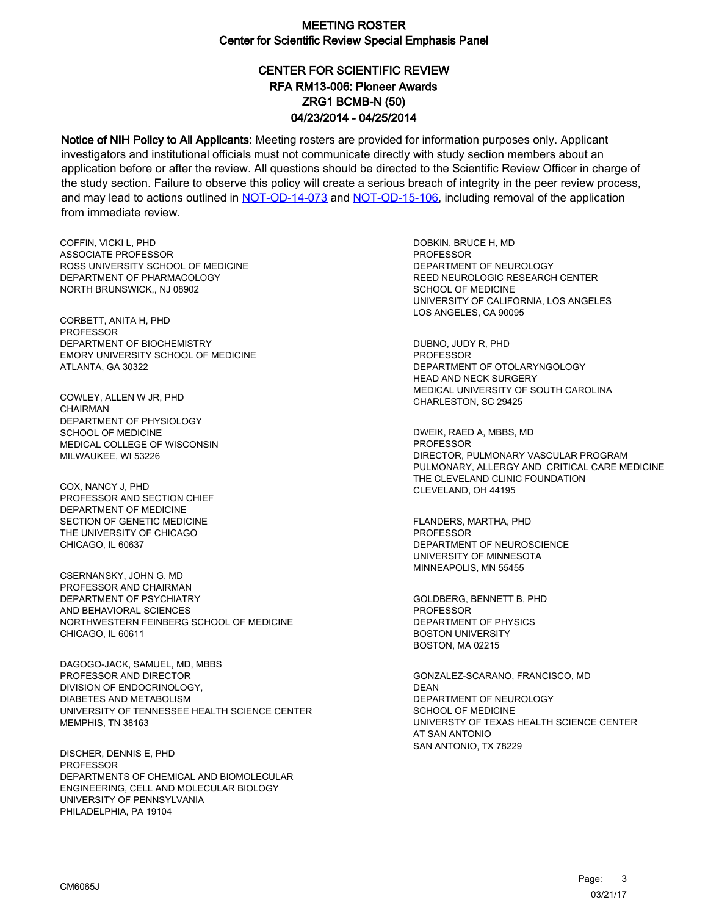# MEETING ROSTER
## Center for Scientific Review Special Emphasis Panel

### CENTER FOR SCIENTIFIC REVIEW
### RFA RM13-006: Pioneer Awards
### ZRG1 BCMB-N (50)
### 04/23/2014 - 04/25/2014

**Notice of NIH Policy to All Applicants:** Meeting rosters are provided for information purposes only. Applicant investigators and institutional officials must not communicate directly with study section members about an application before or after the review. All questions should be directed to the Scientific Review Officer in charge of the study section. Failure to observe this policy will create a serious breach of integrity in the peer review process, and may lead to actions outlined in NOT-OD-14-073 and NOT-OD-15-106, including removal of the application from immediate review.

COFFIN, VICKI L, PHD
ASSOCIATE PROFESSOR
ROSS UNIVERSITY SCHOOL OF MEDICINE
DEPARTMENT OF PHARMACOLOGY
NORTH BRUNSWICK,, NJ 08902

CORBETT, ANITA H, PHD
PROFESSOR
DEPARTMENT OF BIOCHEMISTRY
EMORY UNIVERSITY SCHOOL OF MEDICINE
ATLANTA, GA 30322

COWLEY, ALLEN W JR, PHD
CHAIRMAN
DEPARTMENT OF PHYSIOLOGY
SCHOOL OF MEDICINE
MEDICAL COLLEGE OF WISCONSIN
MILWAUKEE, WI 53226

COX, NANCY J, PHD
PROFESSOR AND SECTION CHIEF
DEPARTMENT OF MEDICINE
SECTION OF GENETIC MEDICINE
THE UNIVERSITY OF CHICAGO
CHICAGO, IL 60637

CSERNANSKY, JOHN G, MD
PROFESSOR AND CHAIRMAN
DEPARTMENT OF PSYCHIATRY
AND BEHAVIORAL SCIENCES
NORTHWESTERN FEINBERG SCHOOL OF MEDICINE
CHICAGO, IL 60611

DAGOGO-JACK, SAMUEL, MD, MBBS
PROFESSOR AND DIRECTOR
DIVISION OF ENDOCRINOLOGY,
DIABETES AND METABOLISM
UNIVERSITY OF TENNESSEE HEALTH SCIENCE CENTER
MEMPHIS, TN 38163

DISCHER, DENNIS E, PHD
PROFESSOR
DEPARTMENTS OF CHEMICAL AND BIOMOLECULAR
ENGINEERING, CELL AND MOLECULAR BIOLOGY
UNIVERSITY OF PENNSYLVANIA
PHILADELPHIA, PA 19104

DOBKIN, BRUCE H, MD
PROFESSOR
DEPARTMENT OF NEUROLOGY
REED NEUROLOGIC RESEARCH CENTER
SCHOOL OF MEDICINE
UNIVERSITY OF CALIFORNIA, LOS ANGELES
LOS ANGELES, CA 90095

DUBNO, JUDY R, PHD
PROFESSOR
DEPARTMENT OF OTOLARYNGOLOGY
HEAD AND NECK SURGERY
MEDICAL UNIVERSITY OF SOUTH CAROLINA
CHARLESTON, SC 29425

DWEIK, RAED A, MBBS, MD
PROFESSOR
DIRECTOR, PULMONARY VASCULAR PROGRAM
PULMONARY, ALLERGY AND CRITICAL CARE MEDICINE
THE CLEVELAND CLINIC FOUNDATION
CLEVELAND, OH 44195

FLANDERS, MARTHA, PHD
PROFESSOR
DEPARTMENT OF NEUROSCIENCE
UNIVERSITY OF MINNESOTA
MINNEAPOLIS, MN 55455

GOLDBERG, BENNETT B, PHD
PROFESSOR
DEPARTMENT OF PHYSICS
BOSTON UNIVERSITY
BOSTON, MA 02215

GONZALEZ-SCARANO, FRANCISCO, MD
DEAN
DEPARTMENT OF NEUROLOGY
SCHOOL OF MEDICINE
UNIVERSTY OF TEXAS HEALTH SCIENCE CENTER
AT SAN ANTONIO
SAN ANTONIO, TX 78229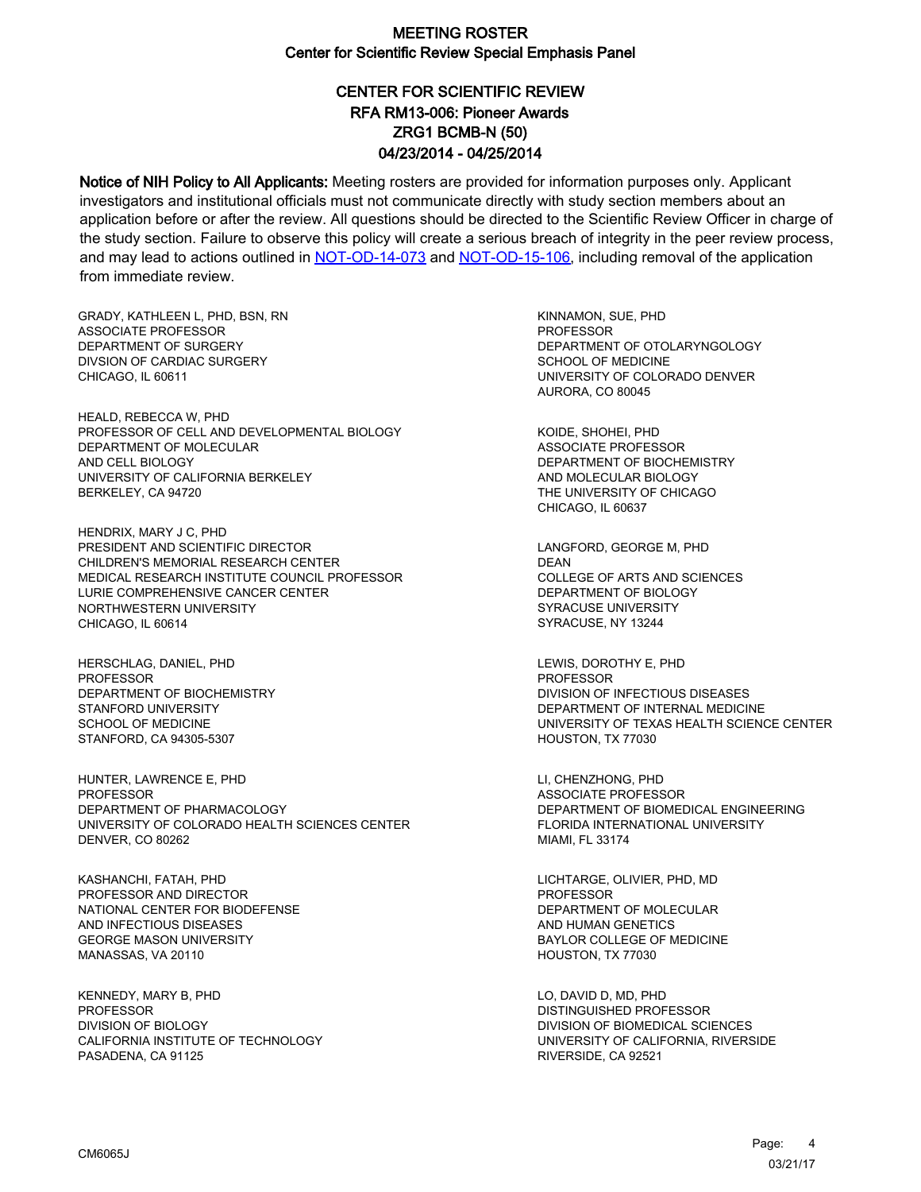# MEETING ROSTER

## Center for Scientific Review Special Emphasis Panel

## CENTER FOR SCIENTIFIC REVIEW
## RFA RM13-006: Pioneer Awards
## ZRG1 BCMB-N (50)
## 04/23/2014 - 04/25/2014

**Notice of NIH Policy to All Applicants:** Meeting rosters are provided for information purposes only. Applicant investigators and institutional officials must not communicate directly with study section members about an application before or after the review. All questions should be directed to the Scientific Review Officer in charge of the study section. Failure to observe this policy will create a serious breach of integrity in the peer review process, and may lead to actions outlined in NOT-OD-14-073 and NOT-OD-15-106, including removal of the application from immediate review.

GRADY, KATHLEEN L, PHD, BSN, RN
ASSOCIATE PROFESSOR
DEPARTMENT OF SURGERY
DIVSION OF CARDIAC SURGERY
CHICAGO, IL 60611

HEALD, REBECCA W, PHD
PROFESSOR OF CELL AND DEVELOPMENTAL BIOLOGY
DEPARTMENT OF MOLECULAR
AND CELL BIOLOGY
UNIVERSITY OF CALIFORNIA BERKELEY
BERKELEY, CA 94720

HENDRIX, MARY J C, PHD
PRESIDENT AND SCIENTIFIC DIRECTOR
CHILDREN'S MEMORIAL RESEARCH CENTER
MEDICAL RESEARCH INSTITUTE COUNCIL PROFESSOR
LURIE COMPREHENSIVE CANCER CENTER
NORTHWESTERN UNIVERSITY
CHICAGO, IL 60614

HERSCHLAG, DANIEL, PHD
PROFESSOR
DEPARTMENT OF BIOCHEMISTRY
STANFORD UNIVERSITY
SCHOOL OF MEDICINE
STANFORD, CA 94305-5307

HUNTER, LAWRENCE E, PHD
PROFESSOR
DEPARTMENT OF PHARMACOLOGY
UNIVERSITY OF COLORADO HEALTH SCIENCES CENTER
DENVER, CO 80262

KASHANCHI, FATAH, PHD
PROFESSOR AND DIRECTOR
NATIONAL CENTER FOR BIODEFENSE
AND INFECTIOUS DISEASES
GEORGE MASON UNIVERSITY
MANASSAS, VA 20110

KENNEDY, MARY B, PHD
PROFESSOR
DIVISION OF BIOLOGY
CALIFORNIA INSTITUTE OF TECHNOLOGY
PASADENA, CA 91125

KINNAMON, SUE, PHD
PROFESSOR
DEPARTMENT OF OTOLARYNGOLOGY
SCHOOL OF MEDICINE
UNIVERSITY OF COLORADO DENVER
AURORA, CO 80045

KOIDE, SHOHEI, PHD
ASSOCIATE PROFESSOR
DEPARTMENT OF BIOCHEMISTRY
AND MOLECULAR BIOLOGY
THE UNIVERSITY OF CHICAGO
CHICAGO, IL 60637

LANGFORD, GEORGE M, PHD
DEAN
COLLEGE OF ARTS AND SCIENCES
DEPARTMENT OF BIOLOGY
SYRACUSE UNIVERSITY
SYRACUSE, NY 13244

LEWIS, DOROTHY E, PHD
PROFESSOR
DIVISION OF INFECTIOUS DISEASES
DEPARTMENT OF INTERNAL MEDICINE
UNIVERSITY OF TEXAS HEALTH SCIENCE CENTER
HOUSTON, TX 77030

LI, CHENZHONG, PHD
ASSOCIATE PROFESSOR
DEPARTMENT OF BIOMEDICAL ENGINEERING
FLORIDA INTERNATIONAL UNIVERSITY
MIAMI, FL 33174

LICHTARGE, OLIVIER, PHD, MD
PROFESSOR
DEPARTMENT OF MOLECULAR
AND HUMAN GENETICS
BAYLOR COLLEGE OF MEDICINE
HOUSTON, TX 77030

LO, DAVID D, MD, PHD
DISTINGUISHED PROFESSOR
DIVISION OF BIOMEDICAL SCIENCES
UNIVERSITY OF CALIFORNIA, RIVERSIDE
RIVERSIDE, CA 92521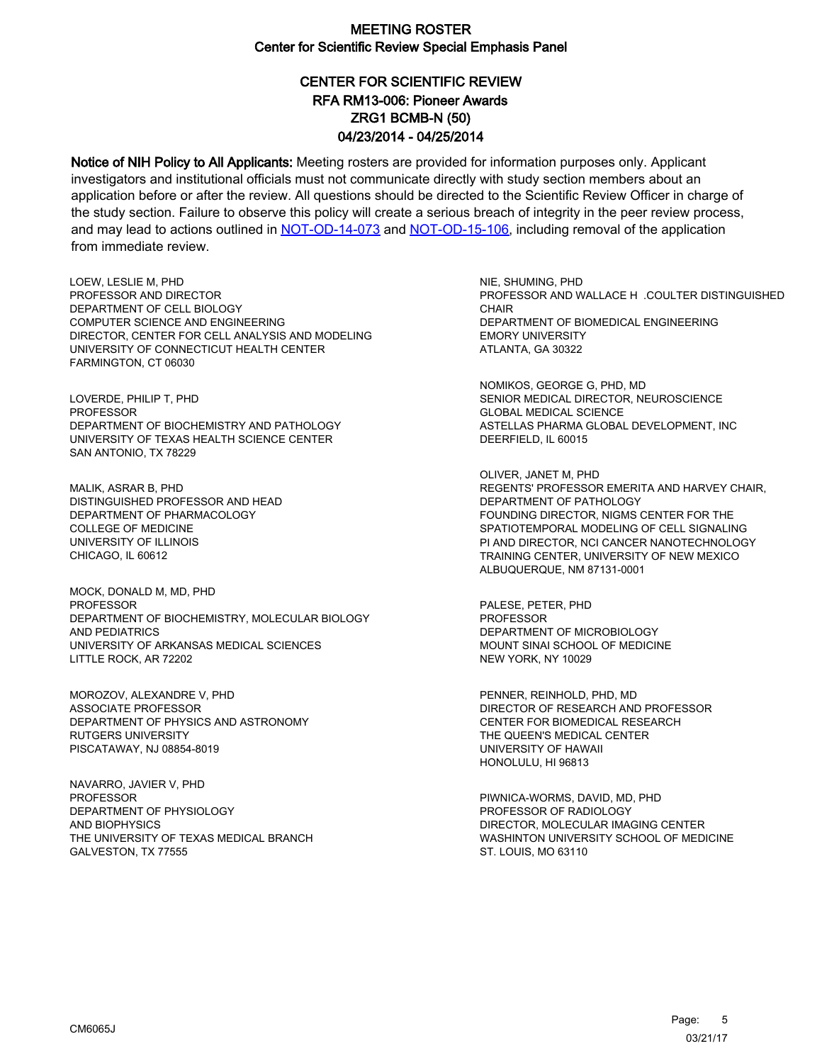# MEETING ROSTER
## Center for Scientific Review Special Emphasis Panel

### CENTER FOR SCIENTIFIC REVIEW
### RFA RM13-006: Pioneer Awards
### ZRG1 BCMB-N (50)
### 04/23/2014 - 04/25/2014

**Notice of NIH Policy to All Applicants:** Meeting rosters are provided for information purposes only. Applicant investigators and institutional officials must not communicate directly with study section members about an application before or after the review. All questions should be directed to the Scientific Review Officer in charge of the study section. Failure to observe this policy will create a serious breach of integrity in the peer review process, and may lead to actions outlined in NOT-OD-14-073 and NOT-OD-15-106, including removal of the application from immediate review.

LOEW, LESLIE M, PHD
PROFESSOR AND DIRECTOR
DEPARTMENT OF CELL BIOLOGY
COMPUTER SCIENCE AND ENGINEERING
DIRECTOR, CENTER FOR CELL ANALYSIS AND MODELING
UNIVERSITY OF CONNECTICUT HEALTH CENTER
FARMINGTON, CT 06030

LOVERDE, PHILIP T, PHD
PROFESSOR
DEPARTMENT OF BIOCHEMISTRY AND PATHOLOGY
UNIVERSITY OF TEXAS HEALTH SCIENCE CENTER
SAN ANTONIO, TX 78229

MALIK, ASRAR B, PHD
DISTINGUISHED PROFESSOR AND HEAD
DEPARTMENT OF PHARMACOLOGY
COLLEGE OF MEDICINE
UNIVERSITY OF ILLINOIS
CHICAGO, IL 60612

MOCK, DONALD M, MD, PHD
PROFESSOR
DEPARTMENT OF BIOCHEMISTRY, MOLECULAR BIOLOGY
AND PEDIATRICS
UNIVERSITY OF ARKANSAS MEDICAL SCIENCES
LITTLE ROCK, AR 72202

MOROZOV, ALEXANDRE V, PHD
ASSOCIATE PROFESSOR
DEPARTMENT OF PHYSICS AND ASTRONOMY
RUTGERS UNIVERSITY
PISCATAWAY, NJ 08854-8019

NAVARRO, JAVIER V, PHD
PROFESSOR
DEPARTMENT OF PHYSIOLOGY
AND BIOPHYSICS
THE UNIVERSITY OF TEXAS MEDICAL BRANCH
GALVESTON, TX 77555

NIE, SHUMING, PHD
PROFESSOR AND WALLACE H .COULTER DISTINGUISHED
CHAIR
DEPARTMENT OF BIOMEDICAL ENGINEERING
EMORY UNIVERSITY
ATLANTA, GA 30322

NOMIKOS, GEORGE G, PHD, MD
SENIOR MEDICAL DIRECTOR, NEUROSCIENCE
GLOBAL MEDICAL SCIENCE
ASTELLAS PHARMA GLOBAL DEVELOPMENT, INC
DEERFIELD, IL 60015

OLIVER, JANET M, PHD
REGENTS' PROFESSOR EMERITA AND HARVEY CHAIR,
DEPARTMENT OF PATHOLOGY
FOUNDING DIRECTOR, NIGMS CENTER FOR THE
SPATIOTEMPORAL MODELING OF CELL SIGNALING
PI AND DIRECTOR, NCI CANCER NANOTECHNOLOGY
TRAINING CENTER, UNIVERSITY OF NEW MEXICO
ALBUQUERQUE, NM 87131-0001

PALESE, PETER, PHD
PROFESSOR
DEPARTMENT OF MICROBIOLOGY
MOUNT SINAI SCHOOL OF MEDICINE
NEW YORK, NY 10029

PENNER, REINHOLD, PHD, MD
DIRECTOR OF RESEARCH AND PROFESSOR
CENTER FOR BIOMEDICAL RESEARCH
THE QUEEN'S MEDICAL CENTER
UNIVERSITY OF HAWAII
HONOLULU, HI 96813

PIWNICA-WORMS, DAVID, MD, PHD
PROFESSOR OF RADIOLOGY
DIRECTOR, MOLECULAR IMAGING CENTER
WASHINTON UNIVERSITY SCHOOL OF MEDICINE
ST. LOUIS, MO 63110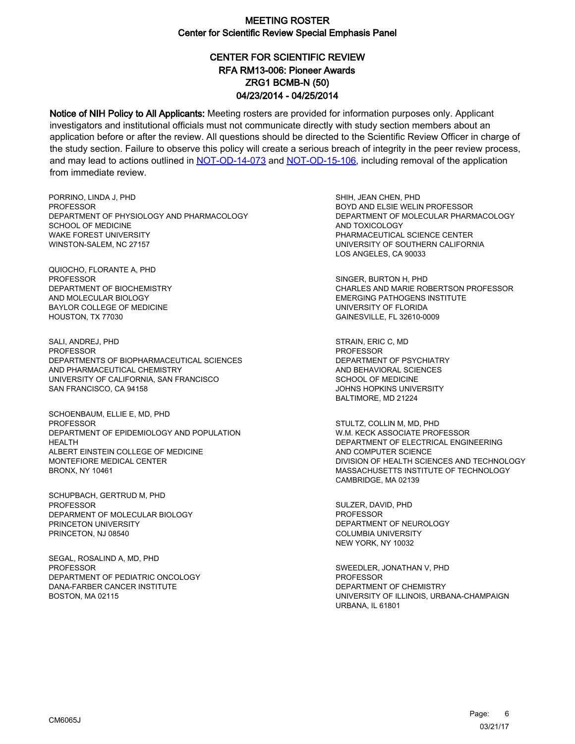# MEETING ROSTER
## Center for Scientific Review Special Emphasis Panel

### CENTER FOR SCIENTIFIC REVIEW
### RFA RM13-006: Pioneer Awards
### ZRG1 BCMB-N (50)
### 04/23/2014 - 04/25/2014

**Notice of NIH Policy to All Applicants:** Meeting rosters are provided for information purposes only. Applicant investigators and institutional officials must not communicate directly with study section members about an application before or after the review. All questions should be directed to the Scientific Review Officer in charge of the study section. Failure to observe this policy will create a serious breach of integrity in the peer review process, and may lead to actions outlined in NOT-OD-14-073 and NOT-OD-15-106, including removal of the application from immediate review.

PORRINO, LINDA J, PHD
PROFESSOR
DEPARTMENT OF PHYSIOLOGY AND PHARMACOLOGY
SCHOOL OF MEDICINE
WAKE FOREST UNIVERSITY
WINSTON-SALEM, NC 27157

QUIOCHO, FLORANTE A, PHD
PROFESSOR
DEPARTMENT OF BIOCHEMISTRY
AND MOLECULAR BIOLOGY
BAYLOR COLLEGE OF MEDICINE
HOUSTON, TX 77030

SALI, ANDREJ, PHD
PROFESSOR
DEPARTMENTS OF BIOPHARMACEUTICAL SCIENCES
AND PHARMACEUTICAL CHEMISTRY
UNIVERSITY OF CALIFORNIA, SAN FRANCISCO
SAN FRANCISCO, CA 94158

SCHOENBAUM, ELLIE E, MD, PHD
PROFESSOR
DEPARTMENT OF EPIDEMIOLOGY AND POPULATION
HEALTH
ALBERT EINSTEIN COLLEGE OF MEDICINE
MONTEFIORE MEDICAL CENTER
BRONX, NY 10461

SCHUPBACH, GERTRUD M, PHD
PROFESSOR
DEPARMENT OF MOLECULAR BIOLOGY
PRINCETON UNIVERSITY
PRINCETON, NJ 08540

SEGAL, ROSALIND A, MD, PHD
PROFESSOR
DEPARTMENT OF PEDIATRIC ONCOLOGY
DANA-FARBER CANCER INSTITUTE
BOSTON, MA 02115

SHIH, JEAN CHEN, PHD
BOYD AND ELSIE WELIN PROFESSOR
DEPARTMENT OF MOLECULAR PHARMACOLOGY
AND TOXICOLOGY
PHARMACEUTICAL SCIENCE CENTER
UNIVERSITY OF SOUTHERN CALIFORNIA
LOS ANGELES, CA 90033

SINGER, BURTON H, PHD
CHARLES AND MARIE ROBERTSON PROFESSOR
EMERGING PATHOGENS INSTITUTE
UNIVERSITY OF FLORIDA
GAINESVILLE, FL 32610-0009

STRAIN, ERIC C, MD
PROFESSOR
DEPARTMENT OF PSYCHIATRY
AND BEHAVIORAL SCIENCES
SCHOOL OF MEDICINE
JOHNS HOPKINS UNIVERSITY
BALTIMORE, MD 21224

STULTZ, COLLIN M, MD, PHD
W.M. KECK ASSOCIATE PROFESSOR
DEPARTMENT OF ELECTRICAL ENGINEERING
AND COMPUTER SCIENCE
DIVISION OF HEALTH SCIENCES AND TECHNOLOGY
MASSACHUSETTS INSTITUTE OF TECHNOLOGY
CAMBRIDGE, MA 02139

SULZER, DAVID, PHD
PROFESSOR
DEPARTMENT OF NEUROLOGY
COLUMBIA UNIVERSITY
NEW YORK, NY 10032

SWEEDLER, JONATHAN V, PHD
PROFESSOR
DEPARTMENT OF CHEMISTRY
UNIVERSITY OF ILLINOIS, URBANA-CHAMPAIGN
URBANA, IL 61801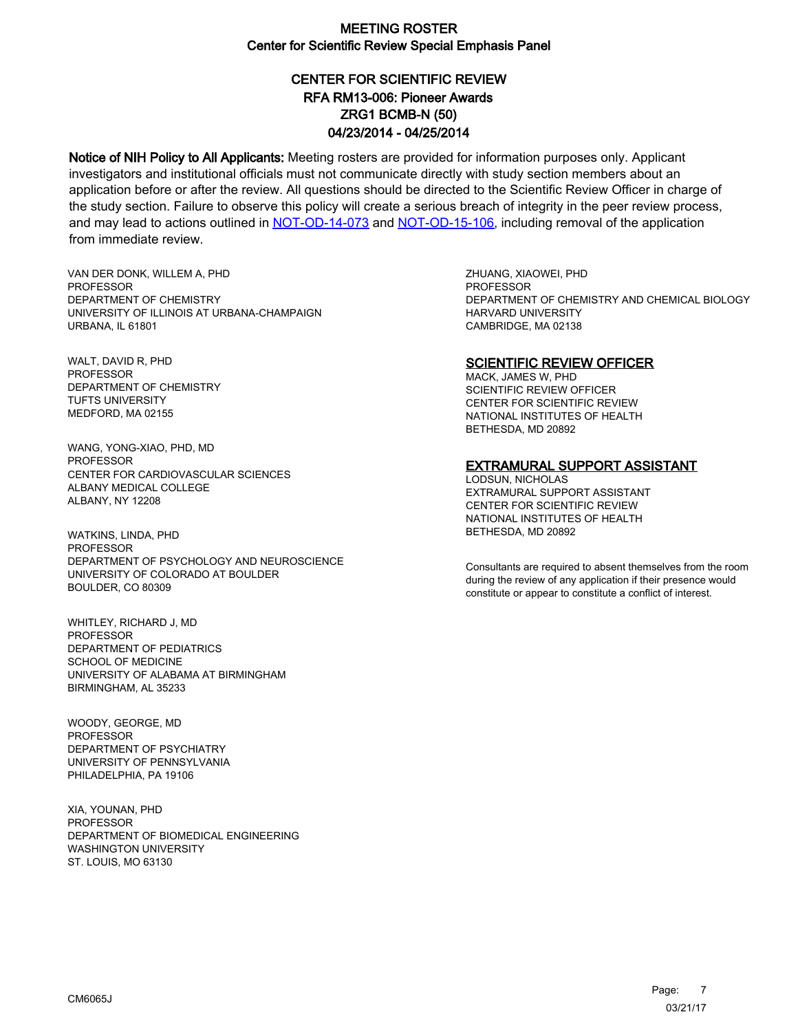# MEETING ROSTER
## Center for Scientific Review Special Emphasis Panel

### CENTER FOR SCIENTIFIC REVIEW
### RFA RM13-006: Pioneer Awards
### ZRG1 BCMB-N (50)
### 04/23/2014 - 04/25/2014

**Notice of NIH Policy to All Applicants:** Meeting rosters are provided for information purposes only. Applicant investigators and institutional officials must not communicate directly with study section members about an application before or after the review. All questions should be directed to the Scientific Review Officer in charge of the study section. Failure to observe this policy will create a serious breach of integrity in the peer review process, and may lead to actions outlined in [NOT-OD-14-073](NOT-OD-14-073) and [NOT-OD-15-106](NOT-OD-15-106), including removal of the application from immediate review.

VAN DER DONK, WILLEM A, PHD
PROFESSOR
DEPARTMENT OF CHEMISTRY
UNIVERSITY OF ILLINOIS AT URBANA-CHAMPAIGN
URBANA, IL 61801

WALT, DAVID R, PHD
PROFESSOR
DEPARTMENT OF CHEMISTRY
TUFTS UNIVERSITY
MEDFORD, MA 02155

WANG, YONG-XIAO, PHD, MD
PROFESSOR
CENTER FOR CARDIOVASCULAR SCIENCES
ALBANY MEDICAL COLLEGE
ALBANY, NY 12208

WATKINS, LINDA, PHD
PROFESSOR
DEPARTMENT OF PSYCHOLOGY AND NEUROSCIENCE
UNIVERSITY OF COLORADO AT BOULDER
BOULDER, CO 80309

WHITLEY, RICHARD J, MD
PROFESSOR
DEPARTMENT OF PEDIATRICS
SCHOOL OF MEDICINE
UNIVERSITY OF ALABAMA AT BIRMINGHAM
BIRMINGHAM, AL 35233

WOODY, GEORGE, MD
PROFESSOR
DEPARTMENT OF PSYCHIATRY
UNIVERSITY OF PENNSYLVANIA
PHILADELPHIA, PA 19106

XIA, YOUNAN, PHD
PROFESSOR
DEPARTMENT OF BIOMEDICAL ENGINEERING
WASHINGTON UNIVERSITY
ST. LOUIS, MO 63130

ZHUANG, XIAOWEI, PHD
PROFESSOR
DEPARTMENT OF CHEMISTRY AND CHEMICAL BIOLOGY
HARVARD UNIVERSITY
CAMBRIDGE, MA 02138

#### SCIENTIFIC REVIEW OFFICER

MACK, JAMES W, PHD
SCIENTIFIC REVIEW OFFICER
CENTER FOR SCIENTIFIC REVIEW
NATIONAL INSTITUTES OF HEALTH
BETHESDA, MD 20892

#### EXTRAMURAL SUPPORT ASSISTANT

LODSUN, NICHOLAS
EXTRAMURAL SUPPORT ASSISTANT
CENTER FOR SCIENTIFIC REVIEW
NATIONAL INSTITUTES OF HEALTH
BETHESDA, MD 20892

Consultants are required to absent themselves from the room during the review of any application if their presence would constitute or appear to constitute a conflict of interest.

CM6065J

03/21/17